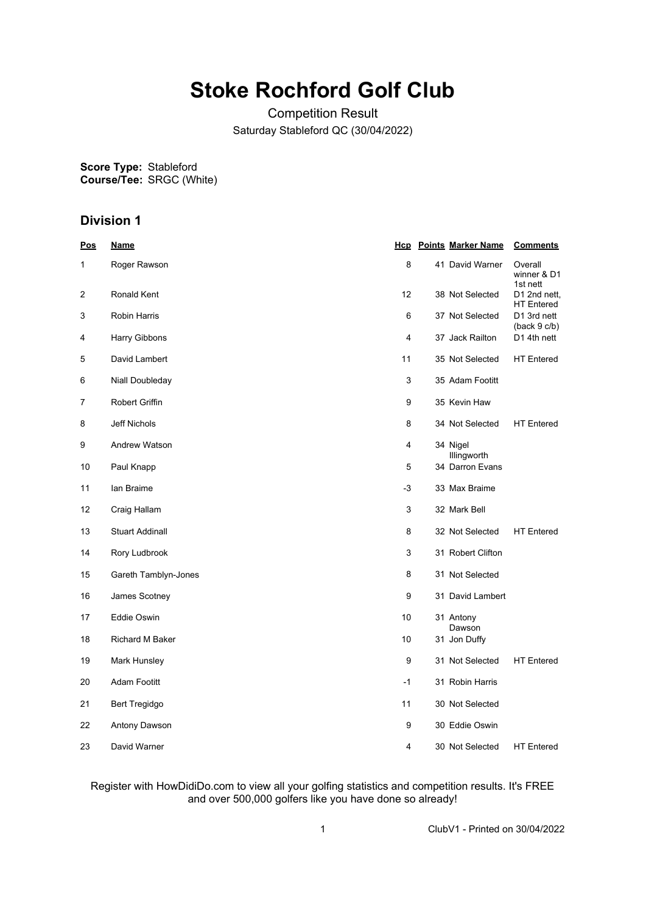# Stoke Rochford Golf Club

Competition Result

Saturday Stableford QC (30/04/2022)

**Score Type:** Stableford
**Course/Tee:** SRGC (White)

## Division 1

| Pos | Name | Hcp | Points | Marker Name | Comments |
|---|---|---|---|---|---|
| 1 | Roger Rawson | 8 | 41 | David Warner | Overall winner & D1 1st nett |
| 2 | Ronald Kent | 12 | 38 | Not Selected | D1 2nd nett, HT Entered |
| 3 | Robin Harris | 6 | 37 | Not Selected | D1 3rd nett (back 9 c/b) |
| 4 | Harry Gibbons | 4 | 37 | Jack Railton | D1 4th nett |
| 5 | David Lambert | 11 | 35 | Not Selected | HT Entered |
| 6 | Niall Doubleday | 3 | 35 | Adam Footitt | |
| 7 | Robert Griffin | 9 | 35 | Kevin Haw | |
| 8 | Jeff Nichols | 8 | 34 | Not Selected | HT Entered |
| 9 | Andrew Watson | 4 | 34 | Nigel Illingworth | |
| 10 | Paul Knapp | 5 | 34 | Darron Evans | |
| 11 | Ian Braime | -3 | 33 | Max Braime | |
| 12 | Craig Hallam | 3 | 32 | Mark Bell | |
| 13 | Stuart Addinall | 8 | 32 | Not Selected | HT Entered |
| 14 | Rory Ludbrook | 3 | 31 | Robert Clifton | |
| 15 | Gareth Tamblyn-Jones | 8 | 31 | Not Selected | |
| 16 | James Scotney | 9 | 31 | David Lambert | |
| 17 | Eddie Oswin | 10 | 31 | Antony Dawson | |
| 18 | Richard M Baker | 10 | 31 | Jon Duffy | |
| 19 | Mark Hunsley | 9 | 31 | Not Selected | HT Entered |
| 20 | Adam Footitt | -1 | 31 | Robin Harris | |
| 21 | Bert Tregidgo | 11 | 30 | Not Selected | |
| 22 | Antony Dawson | 9 | 30 | Eddie Oswin | |
| 23 | David Warner | 4 | 30 | Not Selected | HT Entered |

Register with HowDidiDo.com to view all your golfing statistics and competition results. It's FREE and over 500,000 golfers like you have done so already!

ClubV1 - Printed on 30/04/2022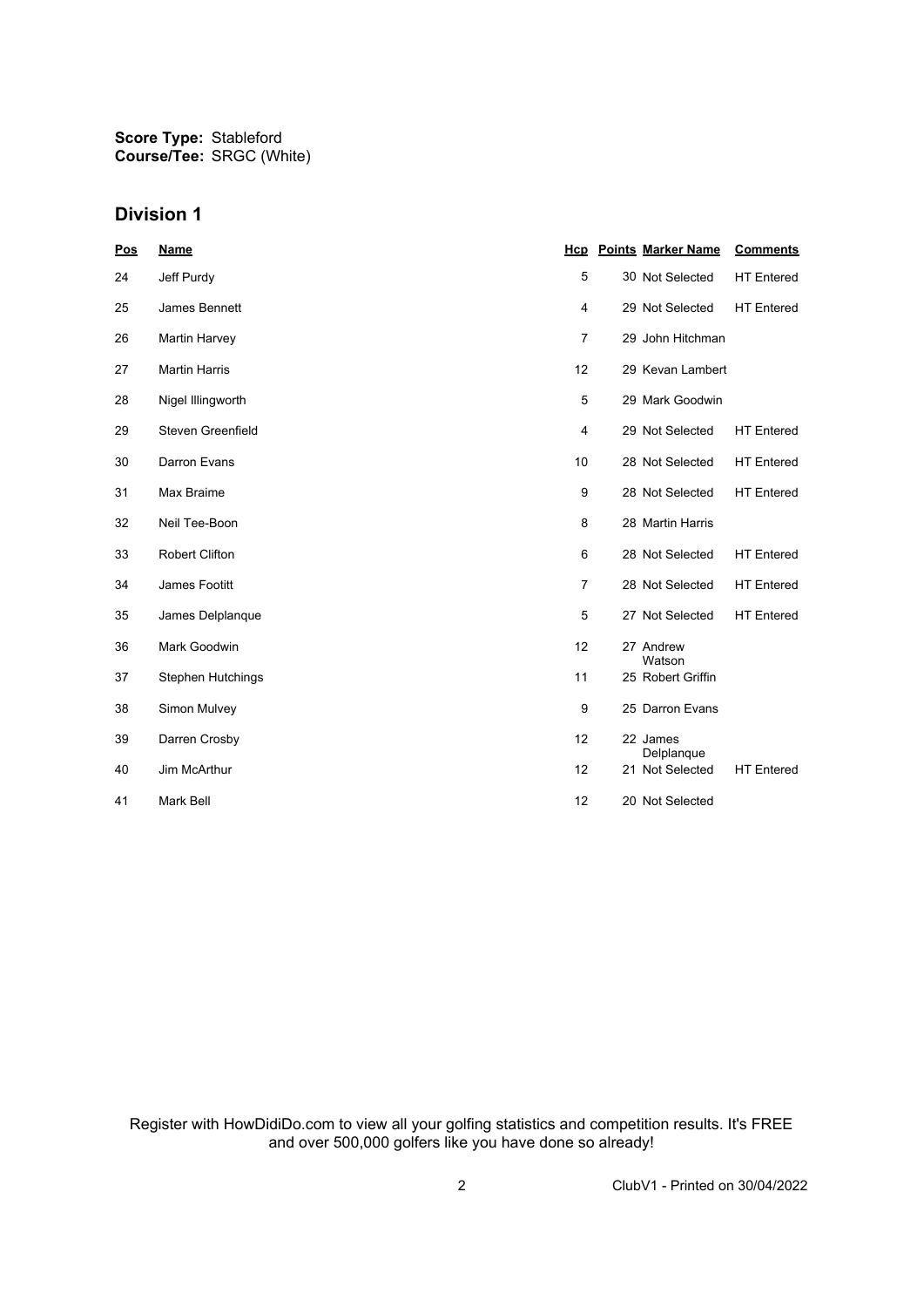**Score Type:** Stableford
**Course/Tee:** SRGC (White)

## Division 1

| Pos | Name | Hcp | Points | Marker Name | Comments |
|---|---|---|---|---|---|
| 24 | Jeff Purdy | 5 | 30 | Not Selected | HT Entered |
| 25 | James Bennett | 4 | 29 | Not Selected | HT Entered |
| 26 | Martin Harvey | 7 | 29 | John Hitchman | |
| 27 | Martin Harris | 12 | 29 | Kevan Lambert | |
| 28 | Nigel Illingworth | 5 | 29 | Mark Goodwin | |
| 29 | Steven Greenfield | 4 | 29 | Not Selected | HT Entered |
| 30 | Darron Evans | 10 | 28 | Not Selected | HT Entered |
| 31 | Max Braime | 9 | 28 | Not Selected | HT Entered |
| 32 | Neil Tee-Boon | 8 | 28 | Martin Harris | |
| 33 | Robert Clifton | 6 | 28 | Not Selected | HT Entered |
| 34 | James Footitt | 7 | 28 | Not Selected | HT Entered |
| 35 | James Delplanque | 5 | 27 | Not Selected | HT Entered |
| 36 | Mark Goodwin | 12 | 27 | Andrew Watson | |
| 37 | Stephen Hutchings | 11 | 25 | Robert Griffin | |
| 38 | Simon Mulvey | 9 | 25 | Darron Evans | |
| 39 | Darren Crosby | 12 | 22 | James Delplanque | |
| 40 | Jim McArthur | 12 | 21 | Not Selected | HT Entered |
| 41 | Mark Bell | 12 | 20 | Not Selected | |

Register with HowDidiDo.com to view all your golfing statistics and competition results. It's FREE and over 500,000 golfers like you have done so already!

ClubV1 - Printed on 30/04/2022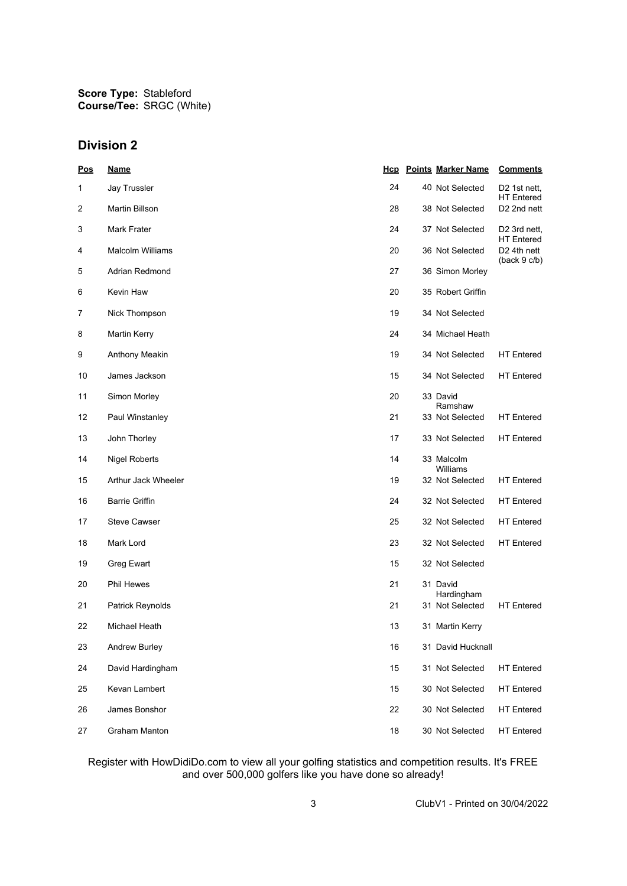**Score Type:** Stableford
**Course/Tee:** SRGC (White)

## Division 2

| Pos | Name | Hcp | Points | Marker Name | Comments |
|---|---|---|---|---|---|
| 1 | Jay Trussler | 24 | 40 | Not Selected | D2 1st nett, HT Entered |
| 2 | Martin Billson | 28 | 38 | Not Selected | D2 2nd nett |
| 3 | Mark Frater | 24 | 37 | Not Selected | D2 3rd nett, HT Entered |
| 4 | Malcolm Williams | 20 | 36 | Not Selected | D2 4th nett (back 9 c/b) |
| 5 | Adrian Redmond | 27 | 36 | Simon Morley | |
| 6 | Kevin Haw | 20 | 35 | Robert Griffin | |
| 7 | Nick Thompson | 19 | 34 | Not Selected | |
| 8 | Martin Kerry | 24 | 34 | Michael Heath | |
| 9 | Anthony Meakin | 19 | 34 | Not Selected | HT Entered |
| 10 | James Jackson | 15 | 34 | Not Selected | HT Entered |
| 11 | Simon Morley | 20 | 33 | David Ramshaw | |
| 12 | Paul Winstanley | 21 | 33 | Not Selected | HT Entered |
| 13 | John Thorley | 17 | 33 | Not Selected | HT Entered |
| 14 | Nigel Roberts | 14 | 33 | Malcolm Williams | |
| 15 | Arthur Jack Wheeler | 19 | 32 | Not Selected | HT Entered |
| 16 | Barrie Griffin | 24 | 32 | Not Selected | HT Entered |
| 17 | Steve Cawser | 25 | 32 | Not Selected | HT Entered |
| 18 | Mark Lord | 23 | 32 | Not Selected | HT Entered |
| 19 | Greg Ewart | 15 | 32 | Not Selected | |
| 20 | Phil Hewes | 21 | 31 | David Hardingham | |
| 21 | Patrick Reynolds | 21 | 31 | Not Selected | HT Entered |
| 22 | Michael Heath | 13 | 31 | Martin Kerry | |
| 23 | Andrew Burley | 16 | 31 | David Hucknall | |
| 24 | David Hardingham | 15 | 31 | Not Selected | HT Entered |
| 25 | Kevan Lambert | 15 | 30 | Not Selected | HT Entered |
| 26 | James Bonshor | 22 | 30 | Not Selected | HT Entered |
| 27 | Graham Manton | 18 | 30 | Not Selected | HT Entered |

Register with HowDidiDo.com to view all your golfing statistics and competition results. It's FREE and over 500,000 golfers like you have done so already!

ClubV1 - Printed on 30/04/2022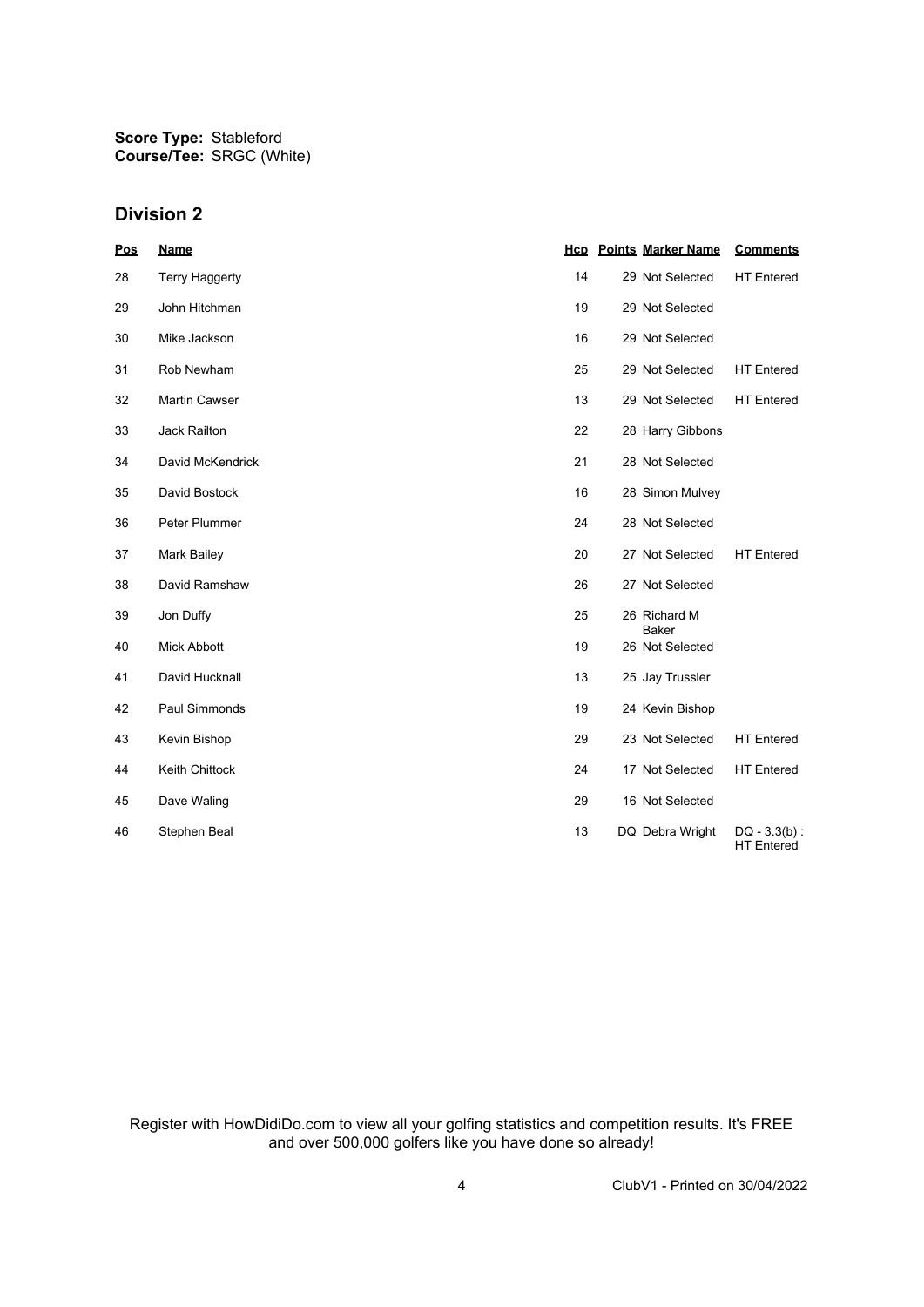**Score Type:** Stableford
**Course/Tee:** SRGC (White)

## Division 2

| Pos | Name | Hcp | Points | Marker Name | Comments |
|---|---|---|---|---|---|
| 28 | Terry Haggerty | 14 | 29 | Not Selected | HT Entered |
| 29 | John Hitchman | 19 | 29 | Not Selected | |
| 30 | Mike Jackson | 16 | 29 | Not Selected | |
| 31 | Rob Newham | 25 | 29 | Not Selected | HT Entered |
| 32 | Martin Cawser | 13 | 29 | Not Selected | HT Entered |
| 33 | Jack Railton | 22 | 28 | Harry Gibbons | |
| 34 | David McKendrick | 21 | 28 | Not Selected | |
| 35 | David Bostock | 16 | 28 | Simon Mulvey | |
| 36 | Peter Plummer | 24 | 28 | Not Selected | |
| 37 | Mark Bailey | 20 | 27 | Not Selected | HT Entered |
| 38 | David Ramshaw | 26 | 27 | Not Selected | |
| 39 | Jon Duffy | 25 | 26 | Richard M Baker | |
| 40 | Mick Abbott | 19 | 26 | Not Selected | |
| 41 | David Hucknall | 13 | 25 | Jay Trussler | |
| 42 | Paul Simmonds | 19 | 24 | Kevin Bishop | |
| 43 | Kevin Bishop | 29 | 23 | Not Selected | HT Entered |
| 44 | Keith Chittock | 24 | 17 | Not Selected | HT Entered |
| 45 | Dave Waling | 29 | 16 | Not Selected | |
| 46 | Stephen Beal | 13 | DQ | Debra Wright | DQ - 3.3(b) : HT Entered |

Register with HowDidiDo.com to view all your golfing statistics and competition results. It's FREE and over 500,000 golfers like you have done so already!

ClubV1 - Printed on 30/04/2022